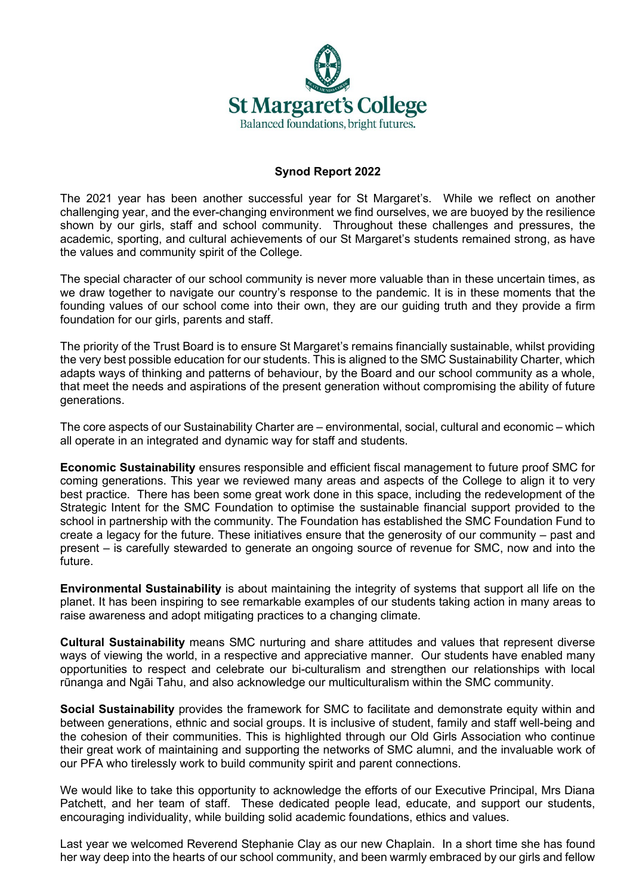St Margaret's College
Balanced foundations, bright futures.

**Synod Report 2022**

The 2021 year has been another successful year for St Margaret's. While we reflect on another challenging year, and the ever-changing environment we find ourselves, we are buoyed by the resilience shown by our girls, staff and school community. Throughout these challenges and pressures, the academic, sporting, and cultural achievements of our St Margaret's students remained strong, as have the values and community spirit of the College.

The special character of our school community is never more valuable than in these uncertain times, as we draw together to navigate our country's response to the pandemic. It is in these moments that the founding values of our school come into their own, they are our guiding truth and they provide a firm foundation for our girls, parents and staff.

The priority of the Trust Board is to ensure St Margaret's remains financially sustainable, whilst providing the very best possible education for our students. This is aligned to the SMC Sustainability Charter, which adapts ways of thinking and patterns of behaviour, by the Board and our school community as a whole, that meet the needs and aspirations of the present generation without compromising the ability of future generations.

The core aspects of our Sustainability Charter are – environmental, social, cultural and economic – which all operate in an integrated and dynamic way for staff and students.

**Economic Sustainability** ensures responsible and efficient fiscal management to future proof SMC for coming generations. This year we reviewed many areas and aspects of the College to align it to very best practice. There has been some great work done in this space, including the redevelopment of the Strategic Intent for the SMC Foundation to optimise the sustainable financial support provided to the school in partnership with the community. The Foundation has established the SMC Foundation Fund to create a legacy for the future. These initiatives ensure that the generosity of our community – past and present – is carefully stewarded to generate an ongoing source of revenue for SMC, now and into the future.

**Environmental Sustainability** is about maintaining the integrity of systems that support all life on the planet. It has been inspiring to see remarkable examples of our students taking action in many areas to raise awareness and adopt mitigating practices to a changing climate.

**Cultural Sustainability** means SMC nurturing and share attitudes and values that represent diverse ways of viewing the world, in a respective and appreciative manner. Our students have enabled many opportunities to respect and celebrate our bi-culturalism and strengthen our relationships with local rūnanga and Ngāi Tahu, and also acknowledge our multiculturalism within the SMC community.

**Social Sustainability** provides the framework for SMC to facilitate and demonstrate equity within and between generations, ethnic and social groups. It is inclusive of student, family and staff well-being and the cohesion of their communities. This is highlighted through our Old Girls Association who continue their great work of maintaining and supporting the networks of SMC alumni, and the invaluable work of our PFA who tirelessly work to build community spirit and parent connections.

We would like to take this opportunity to acknowledge the efforts of our Executive Principal, Mrs Diana Patchett, and her team of staff. These dedicated people lead, educate, and support our students, encouraging individuality, while building solid academic foundations, ethics and values.

Last year we welcomed Reverend Stephanie Clay as our new Chaplain. In a short time she has found her way deep into the hearts of our school community, and been warmly embraced by our girls and fellow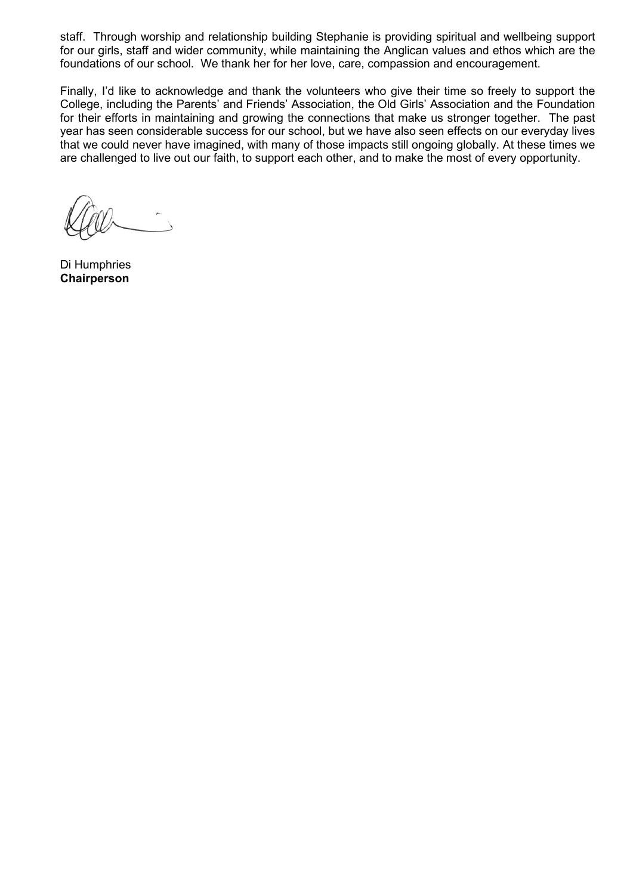staff. Through worship and relationship building Stephanie is providing spiritual and wellbeing support for our girls, staff and wider community, while maintaining the Anglican values and ethos which are the foundations of our school. We thank her for her love, care, compassion and encouragement.

Finally, I'd like to acknowledge and thank the volunteers who give their time so freely to support the College, including the Parents' and Friends' Association, the Old Girls' Association and the Foundation for their efforts in maintaining and growing the connections that make us stronger together. The past year has seen considerable success for our school, but we have also seen effects on our everyday lives that we could never have imagined, with many of those impacts still ongoing globally. At these times we are challenged to live out our faith, to support each other, and to make the most of every opportunity.

Di Humphries
**Chairperson**